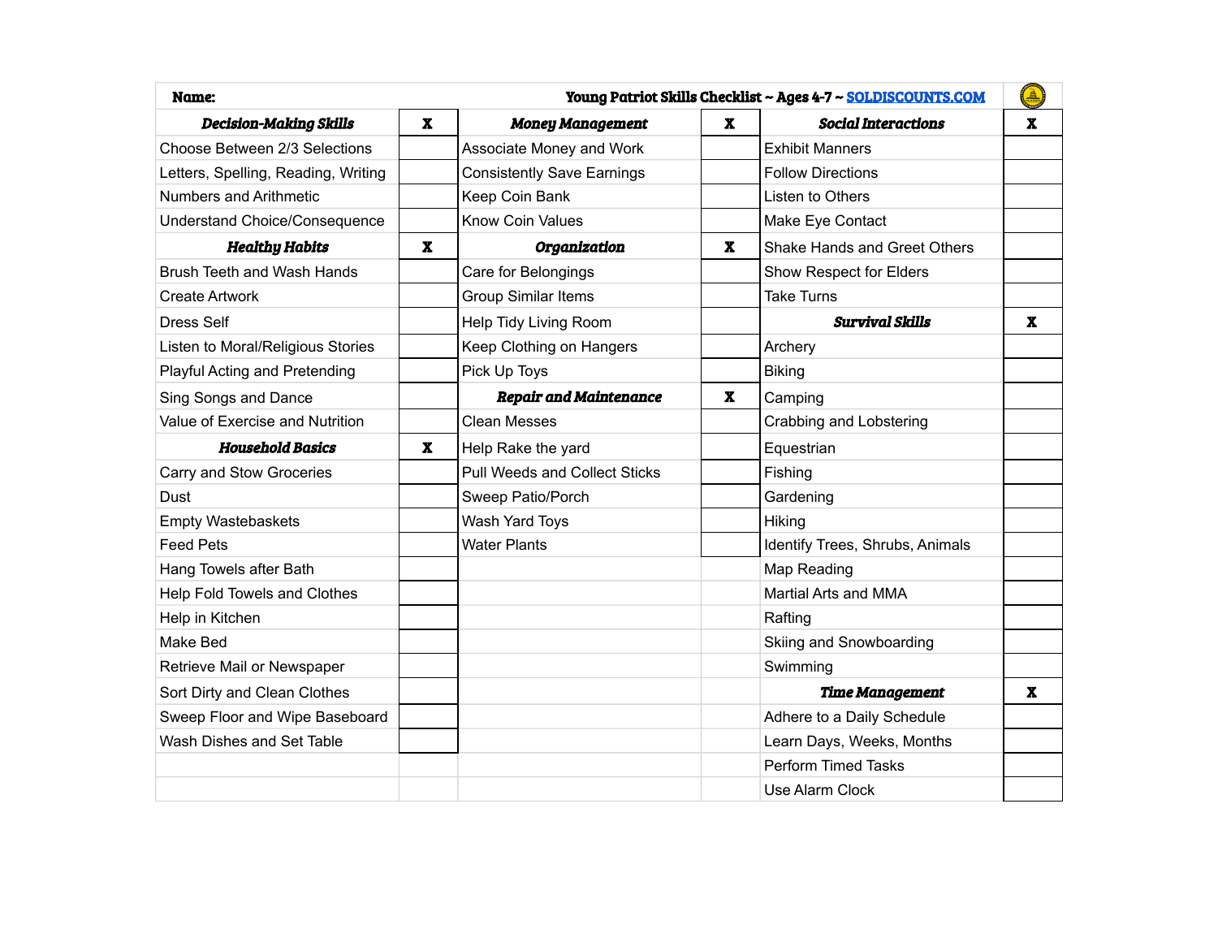| Name: | Young Patriot Skills Checklist ~ Ages 4-7 ~ SOLDISCOUNTS.COM | | | | |
|---|---|---|---|---|---|
| ***Decision-Making Skills*** | **X** | ***Money Management*** | **X** | ***Social Interactions*** | **X** |
| Choose Between 2/3 Selections | | Associate Money and Work | | Exhibit Manners | |
| Letters, Spelling, Reading, Writing | | Consistently Save Earnings | | Follow Directions | |
| Numbers and Arithmetic | | Keep Coin Bank | | Listen to Others | |
| Understand Choice/Consequence | | Know Coin Values | | Make Eye Contact | |
| ***Healthy Habits*** | **X** | ***Organization*** | **X** | Shake Hands and Greet Others | |
| Brush Teeth and Wash Hands | | Care for Belongings | | Show Respect for Elders | |
| Create Artwork | | Group Similar Items | | Take Turns | |
| Dress Self | | Help Tidy Living Room | | ***Survival Skills*** | **X** |
| Listen to Moral/Religious Stories | | Keep Clothing on Hangers | | Archery | |
| Playful Acting and Pretending | | Pick Up Toys | | Biking | |
| Sing Songs and Dance | | ***Repair and Maintenance*** | **X** | Camping | |
| Value of Exercise and Nutrition | | Clean Messes | | Crabbing and Lobstering | |
| ***Household Basics*** | **X** | Help Rake the yard | | Equestrian | |
| Carry and Stow Groceries | | Pull Weeds and Collect Sticks | | Fishing | |
| Dust | | Sweep Patio/Porch | | Gardening | |
| Empty Wastebaskets | | Wash Yard Toys | | Hiking | |
| Feed Pets | | Water Plants | | Identify Trees, Shrubs, Animals | |
| Hang Towels after Bath | | | | Map Reading | |
| Help Fold Towels and Clothes | | | | Martial Arts and MMA | |
| Help in Kitchen | | | | Rafting | |
| Make Bed | | | | Skiing and Snowboarding | |
| Retrieve Mail or Newspaper | | | | Swimming | |
| Sort Dirty and Clean Clothes | | | | ***Time Management*** | **X** |
| Sweep Floor and Wipe Baseboard | | | | Adhere to a Daily Schedule | |
| Wash Dishes and Set Table | | | | Learn Days, Weeks, Months | |
| | | | | Perform Timed Tasks | |
| | | | | Use Alarm Clock | |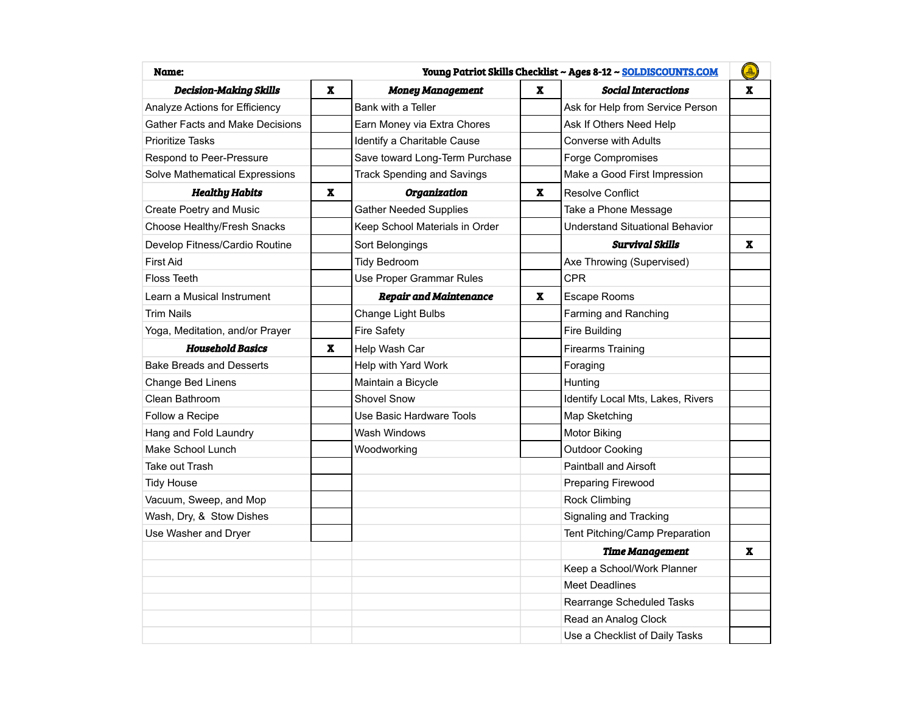**Name:** **Young Patriot Skills Checklist ~ Ages 8-12 ~ SOLDISCOUNTS.COM**

| ***Decision-Making Skills*** | **X** | ***Money Management*** | **X** | ***Social Interactions*** | **X** |
|---|---|---|---|---|---|
| Analyze Actions for Efficiency | | Bank with a Teller | | Ask for Help from Service Person | |
| Gather Facts and Make Decisions | | Earn Money via Extra Chores | | Ask If Others Need Help | |
| Prioritize Tasks | | Identify a Charitable Cause | | Converse with Adults | |
| Respond to Peer-Pressure | | Save toward Long-Term Purchase | | Forge Compromises | |
| Solve Mathematical Expressions | | Track Spending and Savings | | Make a Good First Impression | |
| ***Healthy Habits*** | **X** | ***Organization*** | **X** | Resolve Conflict | |
| Create Poetry and Music | | Gather Needed Supplies | | Take a Phone Message | |
| Choose Healthy/Fresh Snacks | | Keep School Materials in Order | | Understand Situational Behavior | |
| Develop Fitness/Cardio Routine | | Sort Belongings | | ***Survival Skills*** | **X** |
| First Aid | | Tidy Bedroom | | Axe Throwing (Supervised) | |
| Floss Teeth | | Use Proper Grammar Rules | | CPR | |
| Learn a Musical Instrument | | ***Repair and Maintenance*** | **X** | Escape Rooms | |
| Trim Nails | | Change Light Bulbs | | Farming and Ranching | |
| Yoga, Meditation, and/or Prayer | | Fire Safety | | Fire Building | |
| ***Household Basics*** | **X** | Help Wash Car | | Firearms Training | |
| Bake Breads and Desserts | | Help with Yard Work | | Foraging | |
| Change Bed Linens | | Maintain a Bicycle | | Hunting | |
| Clean Bathroom | | Shovel Snow | | Identify Local Mts, Lakes, Rivers | |
| Follow a Recipe | | Use Basic Hardware Tools | | Map Sketching | |
| Hang and Fold Laundry | | Wash Windows | | Motor Biking | |
| Make School Lunch | | Woodworking | | Outdoor Cooking | |
| Take out Trash | | | | Paintball and Airsoft | |
| Tidy House | | | | Preparing Firewood | |
| Vacuum, Sweep, and Mop | | | | Rock Climbing | |
| Wash, Dry, & Stow Dishes | | | | Signaling and Tracking | |
| Use Washer and Dryer | | | | Tent Pitching/Camp Preparation | |
| | | | | ***Time Management*** | **X** |
| | | | | Keep a School/Work Planner | |
| | | | | Meet Deadlines | |
| | | | | Rearrange Scheduled Tasks | |
| | | | | Read an Analog Clock | |
| | | | | Use a Checklist of Daily Tasks | |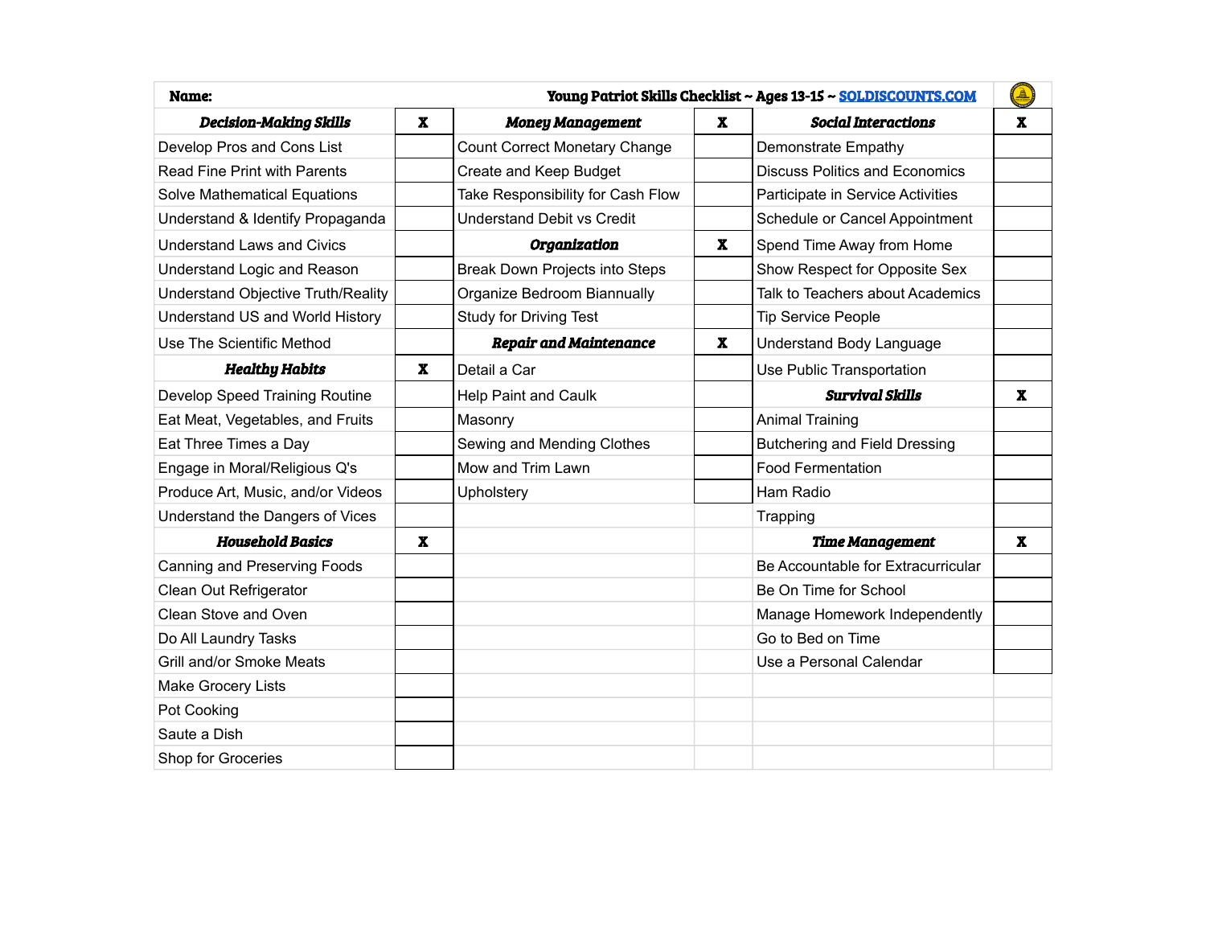| Name: | Young Patriot Skills Checklist ~ Ages 13-15 ~ SOLDISCOUNTS.COM | | | | |
|---|---|---|---|---|---|
| ***Decision-Making Skills*** | **X** | ***Money Management*** | **X** | ***Social Interactions*** | **X** |
| Develop Pros and Cons List | | Count Correct Monetary Change | | Demonstrate Empathy | |
| Read Fine Print with Parents | | Create and Keep Budget | | Discuss Politics and Economics | |
| Solve Mathematical Equations | | Take Responsibility for Cash Flow | | Participate in Service Activities | |
| Understand & Identify Propaganda | | Understand Debit vs Credit | | Schedule or Cancel Appointment | |
| Understand Laws and Civics | | ***Organization*** | **X** | Spend Time Away from Home | |
| Understand Logic and Reason | | Break Down Projects into Steps | | Show Respect for Opposite Sex | |
| Understand Objective Truth/Reality | | Organize Bedroom Biannually | | Talk to Teachers about Academics | |
| Understand US and World History | | Study for Driving Test | | Tip Service People | |
| Use The Scientific Method | | ***Repair and Maintenance*** | **X** | Understand Body Language | |
| ***Healthy Habits*** | **X** | Detail a Car | | Use Public Transportation | |
| Develop Speed Training Routine | | Help Paint and Caulk | | ***Survival Skills*** | **X** |
| Eat Meat, Vegetables, and Fruits | | Masonry | | Animal Training | |
| Eat Three Times a Day | | Sewing and Mending Clothes | | Butchering and Field Dressing | |
| Engage in Moral/Religious Q's | | Mow and Trim Lawn | | Food Fermentation | |
| Produce Art, Music, and/or Videos | | Upholstery | | Ham Radio | |
| Understand the Dangers of Vices | | | | Trapping | |
| ***Household Basics*** | **X** | | | ***Time Management*** | **X** |
| Canning and Preserving Foods | | | | Be Accountable for Extracurricular | |
| Clean Out Refrigerator | | | | Be On Time for School | |
| Clean Stove and Oven | | | | Manage Homework Independently | |
| Do All Laundry Tasks | | | | Go to Bed on Time | |
| Grill and/or Smoke Meats | | | | Use a Personal Calendar | |
| Make Grocery Lists | | | | | |
| Pot Cooking | | | | | |
| Saute a Dish | | | | | |
| Shop for Groceries | | | | | |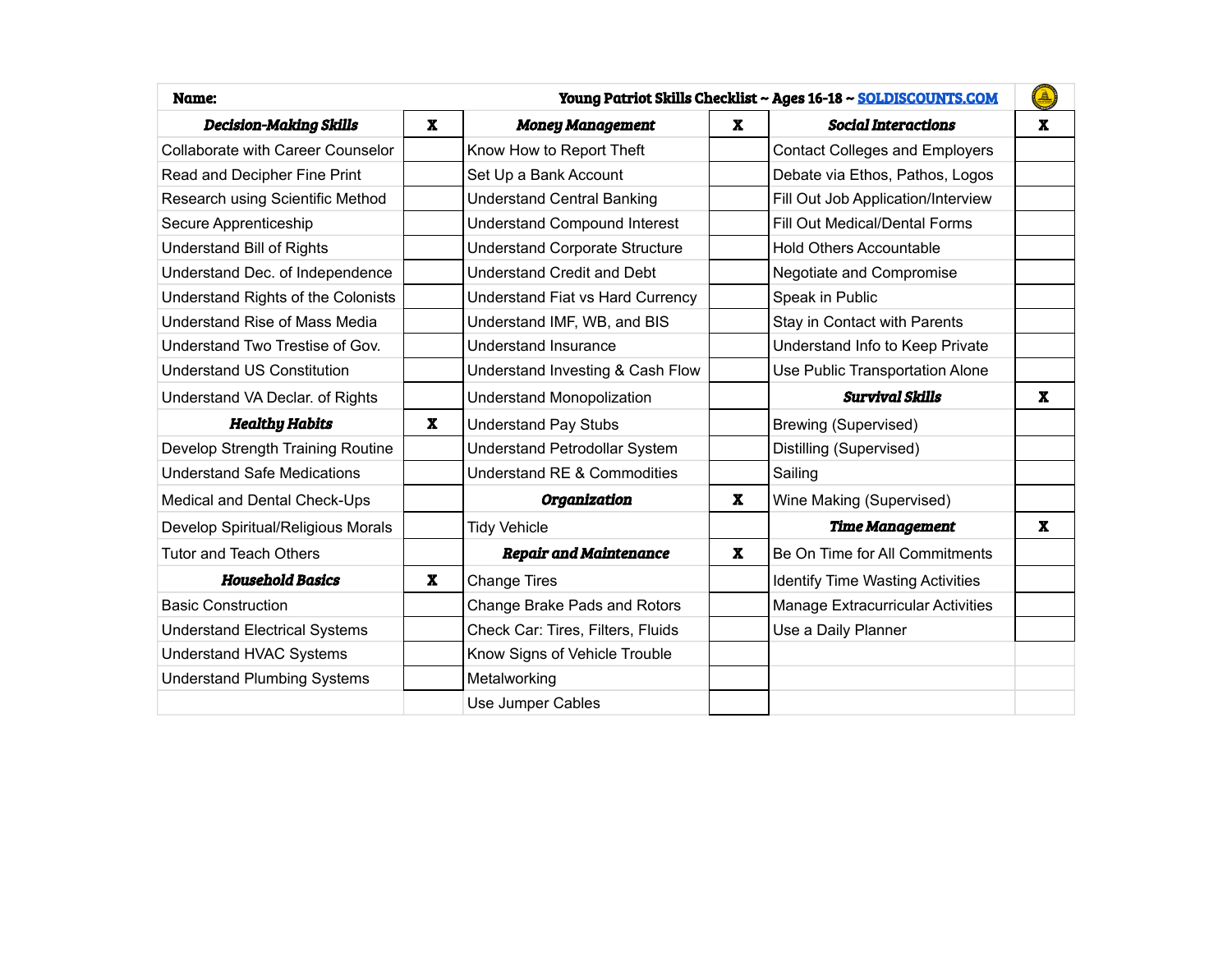| Name: | | Young Patriot Skills Checklist ~ Ages 16-18 ~ SOLDISCOUNTS.COM | | | |
|---|---|---|---|---|---|
| ***Decision-Making Skills*** | **X** | ***Money Management*** | **X** | ***Social Interactions*** | **X** |
| Collaborate with Career Counselor | | Know How to Report Theft | | Contact Colleges and Employers | |
| Read and Decipher Fine Print | | Set Up a Bank Account | | Debate via Ethos, Pathos, Logos | |
| Research using Scientific Method | | Understand Central Banking | | Fill Out Job Application/Interview | |
| Secure Apprenticeship | | Understand Compound Interest | | Fill Out Medical/Dental Forms | |
| Understand Bill of Rights | | Understand Corporate Structure | | Hold Others Accountable | |
| Understand Dec. of Independence | | Understand Credit and Debt | | Negotiate and Compromise | |
| Understand Rights of the Colonists | | Understand Fiat vs Hard Currency | | Speak in Public | |
| Understand Rise of Mass Media | | Understand IMF, WB, and BIS | | Stay in Contact with Parents | |
| Understand Two Trestise of Gov. | | Understand Insurance | | Understand Info to Keep Private | |
| Understand US Constitution | | Understand Investing & Cash Flow | | Use Public Transportation Alone | |
| Understand VA Declar. of Rights | | Understand Monopolization | | ***Survival Skills*** | **X** |
| ***Healthy Habits*** | **X** | Understand Pay Stubs | | Brewing (Supervised) | |
| Develop Strength Training Routine | | Understand Petrodollar System | | Distilling (Supervised) | |
| Understand Safe Medications | | Understand RE & Commodities | | Sailing | |
| Medical and Dental Check-Ups | | ***Organization*** | **X** | Wine Making (Supervised) | |
| Develop Spiritual/Religious Morals | | Tidy Vehicle | | ***Time Management*** | **X** |
| Tutor and Teach Others | | ***Repair and Maintenance*** | **X** | Be On Time for All Commitments | |
| ***Household Basics*** | **X** | Change Tires | | Identify Time Wasting Activities | |
| Basic Construction | | Change Brake Pads and Rotors | | Manage Extracurricular Activities | |
| Understand Electrical Systems | | Check Car: Tires, Filters, Fluids | | Use a Daily Planner | |
| Understand HVAC Systems | | Know Signs of Vehicle Trouble | | | |
| Understand Plumbing Systems | | Metalworking | | | |
| | | Use Jumper Cables | | | |